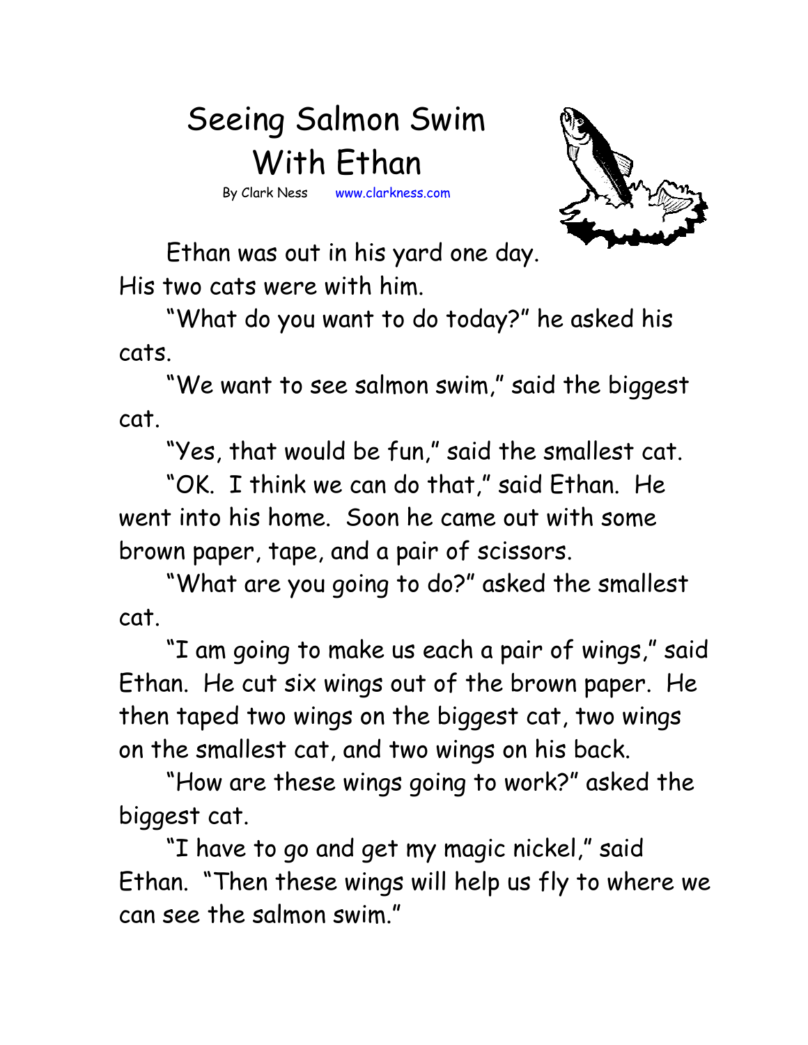# Seeing Salmon Swim With Ethan

By Clark Ness www.clarkness.com

Ethan was out in his yard one day. His two cats were with him.

"What do you want to do today?" he asked his cats.

"We want to see salmon swim," said the biggest cat.

"Yes, that would be fun," said the smallest cat.

"OK. I think we can do that," said Ethan. He went into his home. Soon he came out with some brown paper, tape, and a pair of scissors.

"What are you going to do?" asked the smallest cat.

"I am going to make us each a pair of wings," said Ethan. He cut six wings out of the brown paper. He then taped two wings on the biggest cat, two wings on the smallest cat, and two wings on his back.

"How are these wings going to work?" asked the biggest cat.

"I have to go and get my magic nickel," said Ethan. "Then these wings will help us fly to where we can see the salmon swim."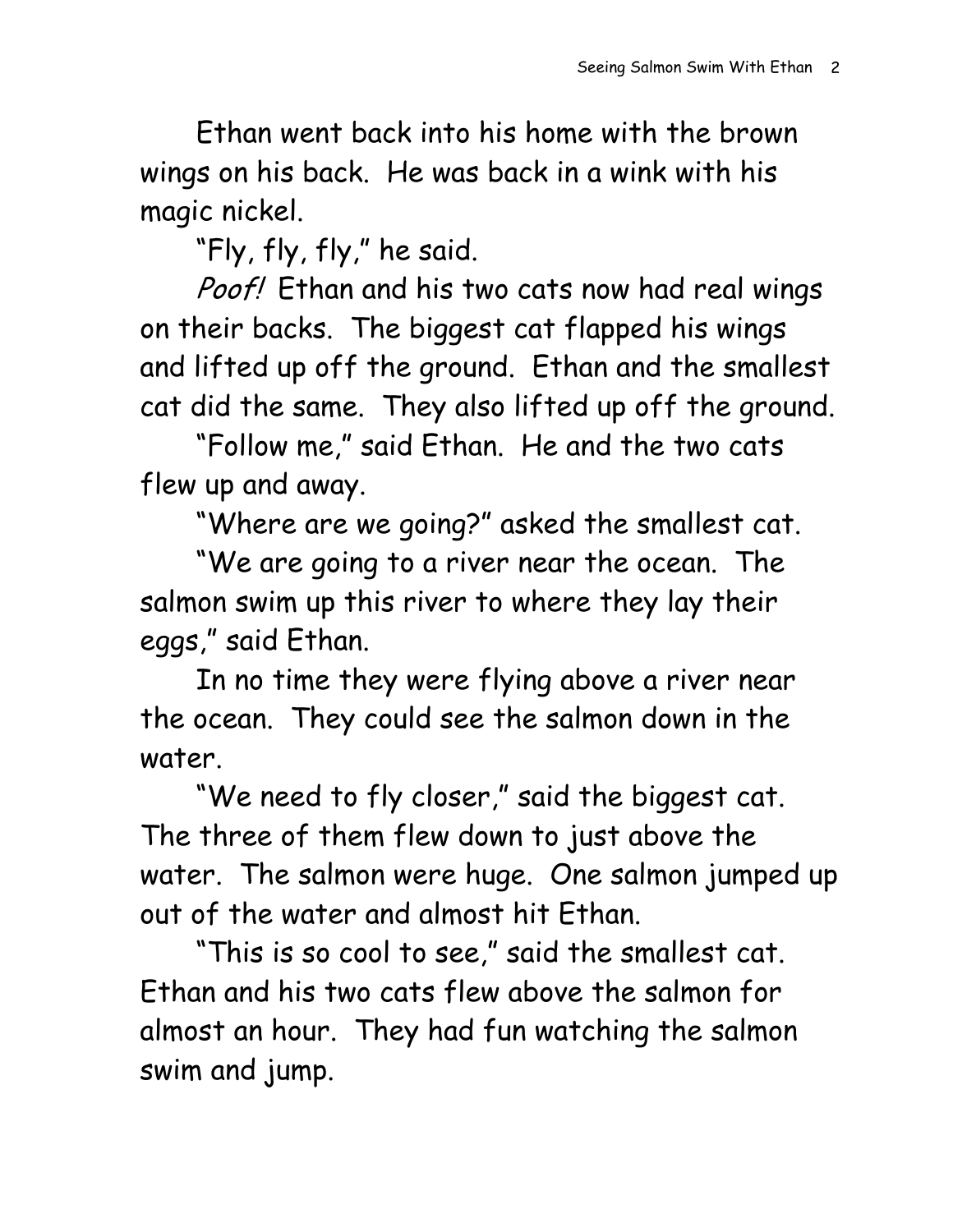Ethan went back into his home with the brown wings on his back. He was back in a wink with his magic nickel.

"Fly, fly, fly," he said.

*Poof!* Ethan and his two cats now had real wings on their backs. The biggest cat flapped his wings and lifted up off the ground. Ethan and the smallest cat did the same. They also lifted up off the ground.

"Follow me," said Ethan. He and the two cats flew up and away.

"Where are we going?" asked the smallest cat.

"We are going to a river near the ocean. The salmon swim up this river to where they lay their eggs," said Ethan.

In no time they were flying above a river near the ocean. They could see the salmon down in the water.

"We need to fly closer," said the biggest cat. The three of them flew down to just above the water. The salmon were huge. One salmon jumped up out of the water and almost hit Ethan.

"This is so cool to see," said the smallest cat. Ethan and his two cats flew above the salmon for almost an hour. They had fun watching the salmon swim and jump.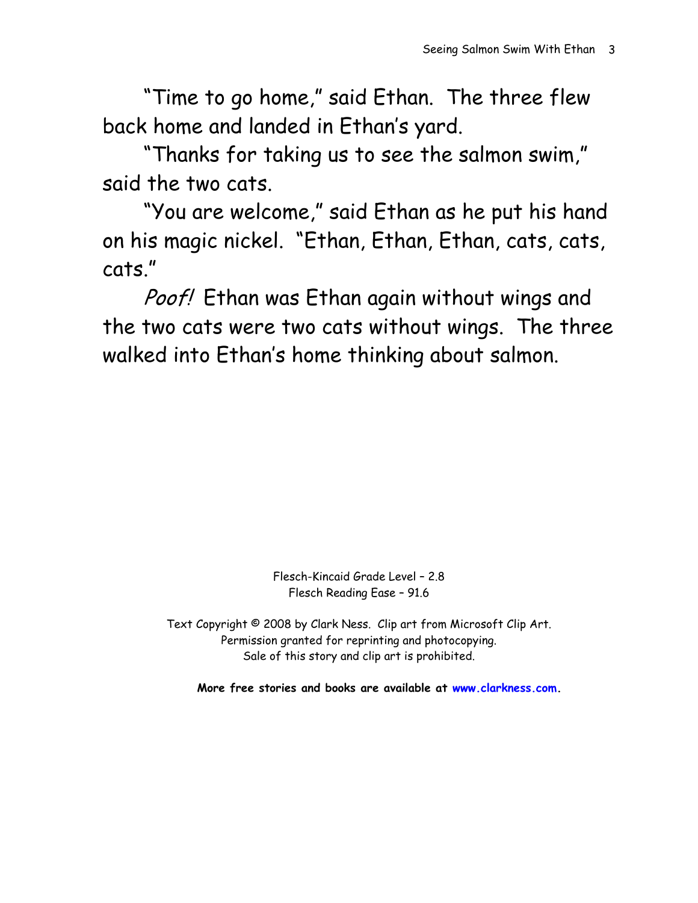"Time to go home," said Ethan. The three flew back home and landed in Ethan's yard.

"Thanks for taking us to see the salmon swim," said the two cats.

"You are welcome," said Ethan as he put his hand on his magic nickel. "Ethan, Ethan, Ethan, cats, cats, cats."

*Poof!* Ethan was Ethan again without wings and the two cats were two cats without wings. The three walked into Ethan's home thinking about salmon.

Flesch-Kincaid Grade Level – 2.8
Flesch Reading Ease – 91.6

Text Copyright © 2008 by Clark Ness. Clip art from Microsoft Clip Art.
Permission granted for reprinting and photocopying.
Sale of this story and clip art is prohibited.

**More free stories and books are available at www.clarkness.com.**